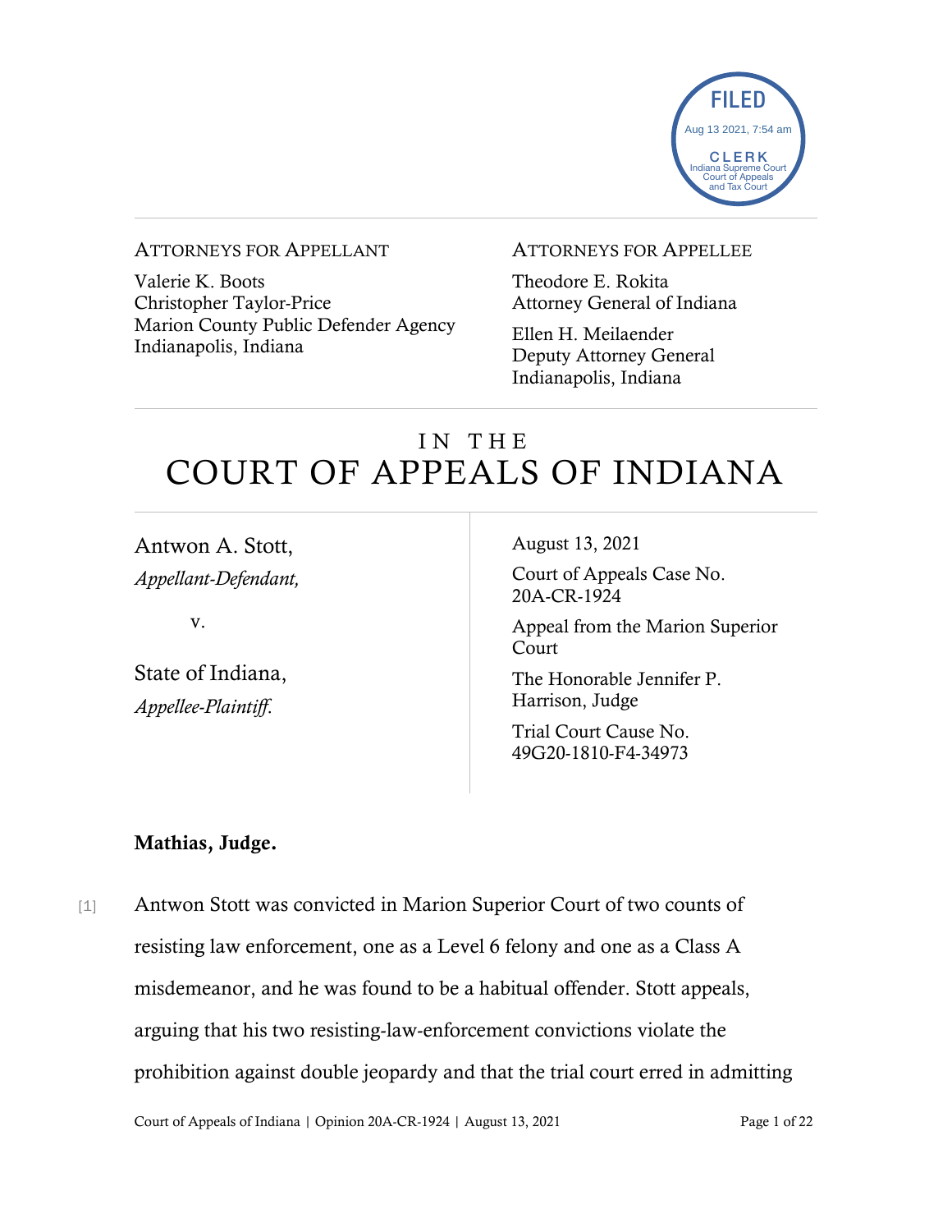FILED
Aug 13 2021, 7:54 am
CLERK
Indiana Supreme Court
Court of Appeals
and Tax Court

ATTORNEYS FOR APPELLANT

Valerie K. Boots
Christopher Taylor-Price
Marion County Public Defender Agency
Indianapolis, Indiana

ATTORNEYS FOR APPELLEE

Theodore E. Rokita
Attorney General of Indiana

Ellen H. Meilaender
Deputy Attorney General
Indianapolis, Indiana

# IN THE COURT OF APPEALS OF INDIANA

Antwon A. Stott,
*Appellant-Defendant,*

v.

State of Indiana,
*Appellee-Plaintiff.*

August 13, 2021

Court of Appeals Case No. 20A-CR-1924

Appeal from the Marion Superior Court

The Honorable Jennifer P. Harrison, Judge

Trial Court Cause No. 49G20-1810-F4-34973

**Mathias, Judge.**

[1] Antwon Stott was convicted in Marion Superior Court of two counts of resisting law enforcement, one as a Level 6 felony and one as a Class A misdemeanor, and he was found to be a habitual offender. Stott appeals, arguing that his two resisting-law-enforcement convictions violate the prohibition against double jeopardy and that the trial court erred in admitting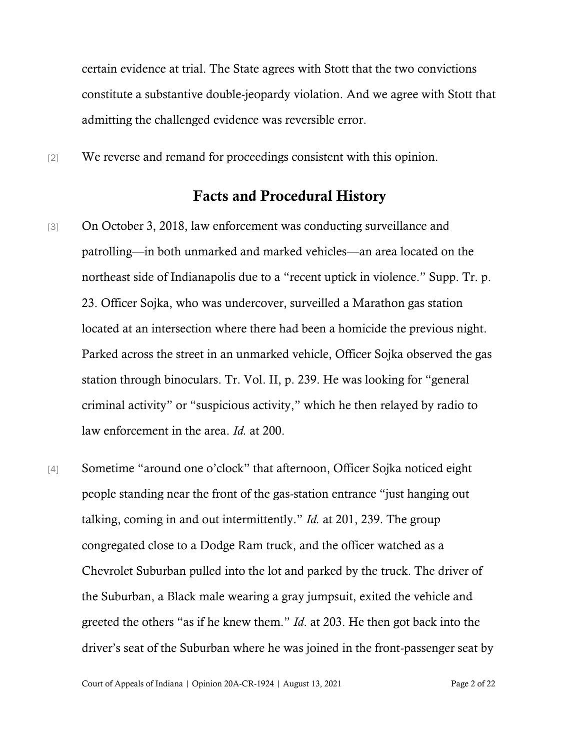certain evidence at trial. The State agrees with Stott that the two convictions constitute a substantive double-jeopardy violation. And we agree with Stott that admitting the challenged evidence was reversible error.

[2] We reverse and remand for proceedings consistent with this opinion.

## Facts and Procedural History

[3] On October 3, 2018, law enforcement was conducting surveillance and patrolling—in both unmarked and marked vehicles—an area located on the northeast side of Indianapolis due to a "recent uptick in violence." Supp. Tr. p. 23. Officer Sojka, who was undercover, surveilled a Marathon gas station located at an intersection where there had been a homicide the previous night. Parked across the street in an unmarked vehicle, Officer Sojka observed the gas station through binoculars. Tr. Vol. II, p. 239. He was looking for "general criminal activity" or "suspicious activity," which he then relayed by radio to law enforcement in the area. *Id.* at 200.

[4] Sometime "around one o'clock" that afternoon, Officer Sojka noticed eight people standing near the front of the gas-station entrance "just hanging out talking, coming in and out intermittently." *Id.* at 201, 239. The group congregated close to a Dodge Ram truck, and the officer watched as a Chevrolet Suburban pulled into the lot and parked by the truck. The driver of the Suburban, a Black male wearing a gray jumpsuit, exited the vehicle and greeted the others "as if he knew them." *Id*. at 203. He then got back into the driver's seat of the Suburban where he was joined in the front-passenger seat by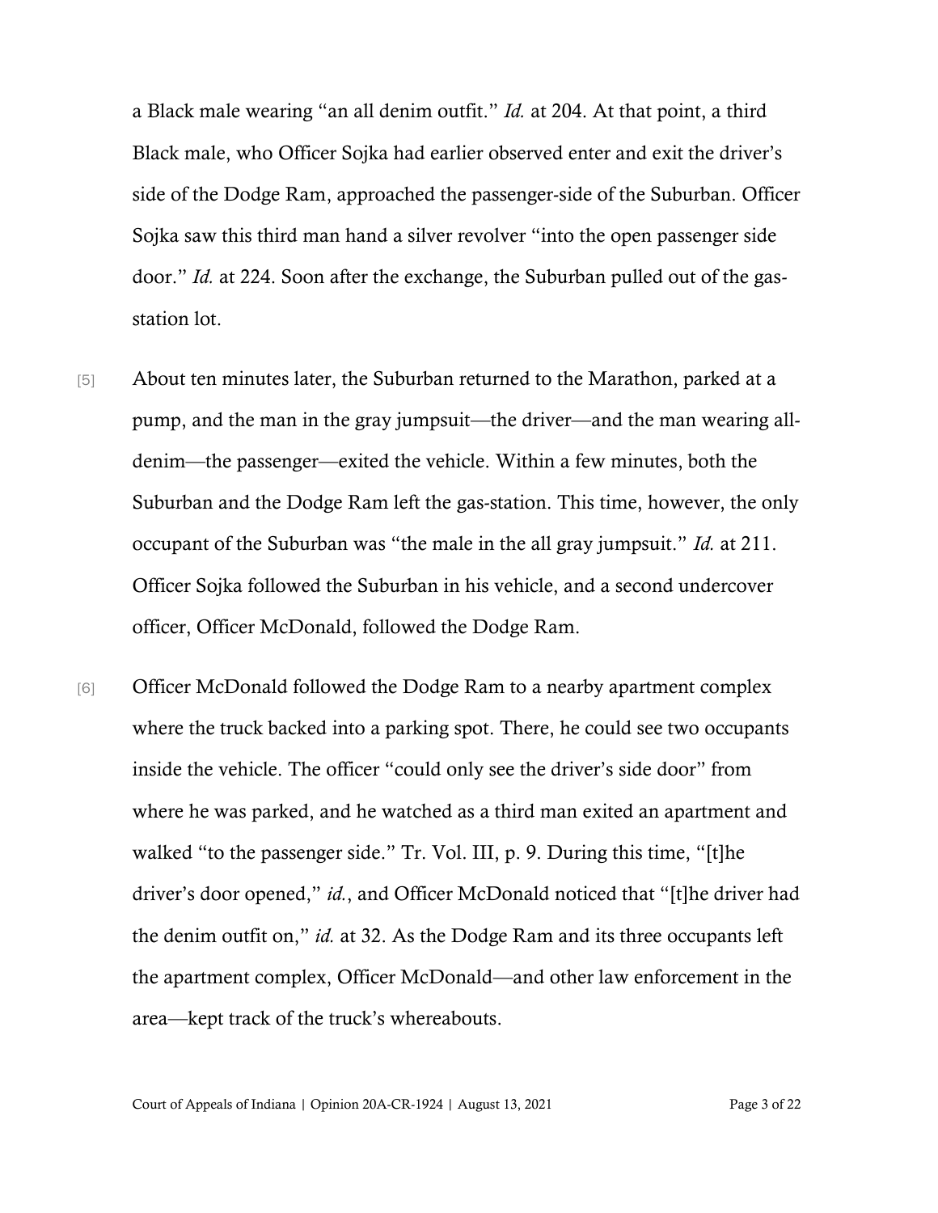a Black male wearing "an all denim outfit." *Id.* at 204. At that point, a third Black male, who Officer Sojka had earlier observed enter and exit the driver's side of the Dodge Ram, approached the passenger-side of the Suburban. Officer Sojka saw this third man hand a silver revolver "into the open passenger side door." *Id.* at 224. Soon after the exchange, the Suburban pulled out of the gas-station lot.

[5] About ten minutes later, the Suburban returned to the Marathon, parked at a pump, and the man in the gray jumpsuit—the driver—and the man wearing all-denim—the passenger—exited the vehicle. Within a few minutes, both the Suburban and the Dodge Ram left the gas-station. This time, however, the only occupant of the Suburban was "the male in the all gray jumpsuit." *Id.* at 211. Officer Sojka followed the Suburban in his vehicle, and a second undercover officer, Officer McDonald, followed the Dodge Ram.

[6] Officer McDonald followed the Dodge Ram to a nearby apartment complex where the truck backed into a parking spot. There, he could see two occupants inside the vehicle. The officer "could only see the driver's side door" from where he was parked, and he watched as a third man exited an apartment and walked "to the passenger side." Tr. Vol. III, p. 9. During this time, "[t]he driver's door opened," *id.*, and Officer McDonald noticed that "[t]he driver had the denim outfit on," *id.* at 32. As the Dodge Ram and its three occupants left the apartment complex, Officer McDonald—and other law enforcement in the area—kept track of the truck's whereabouts.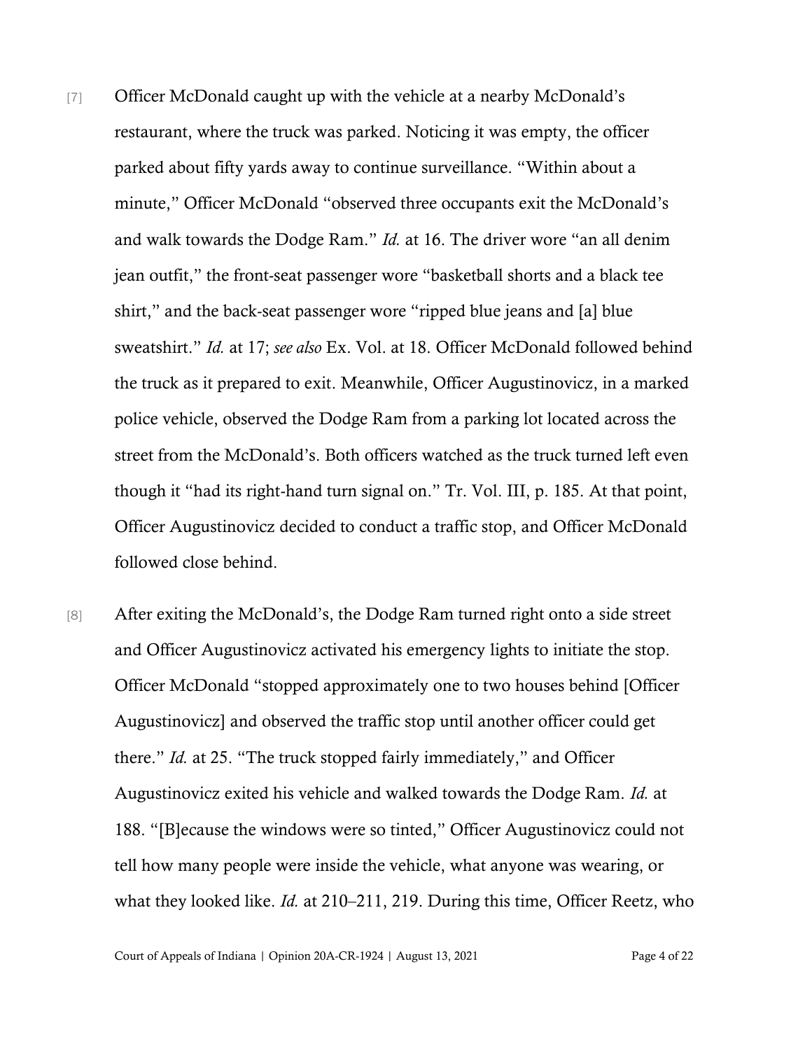[7] Officer McDonald caught up with the vehicle at a nearby McDonald's restaurant, where the truck was parked. Noticing it was empty, the officer parked about fifty yards away to continue surveillance. "Within about a minute," Officer McDonald "observed three occupants exit the McDonald's and walk towards the Dodge Ram." *Id.* at 16. The driver wore "an all denim jean outfit," the front-seat passenger wore "basketball shorts and a black tee shirt," and the back-seat passenger wore "ripped blue jeans and [a] blue sweatshirt." *Id.* at 17; *see also* Ex. Vol. at 18. Officer McDonald followed behind the truck as it prepared to exit. Meanwhile, Officer Augustinovicz, in a marked police vehicle, observed the Dodge Ram from a parking lot located across the street from the McDonald's. Both officers watched as the truck turned left even though it "had its right-hand turn signal on." Tr. Vol. III, p. 185. At that point, Officer Augustinovicz decided to conduct a traffic stop, and Officer McDonald followed close behind.

[8] After exiting the McDonald's, the Dodge Ram turned right onto a side street and Officer Augustinovicz activated his emergency lights to initiate the stop. Officer McDonald "stopped approximately one to two houses behind [Officer Augustinovicz] and observed the traffic stop until another officer could get there." *Id.* at 25. "The truck stopped fairly immediately," and Officer Augustinovicz exited his vehicle and walked towards the Dodge Ram. *Id.* at 188. "[B]ecause the windows were so tinted," Officer Augustinovicz could not tell how many people were inside the vehicle, what anyone was wearing, or what they looked like. *Id.* at 210–211, 219. During this time, Officer Reetz, who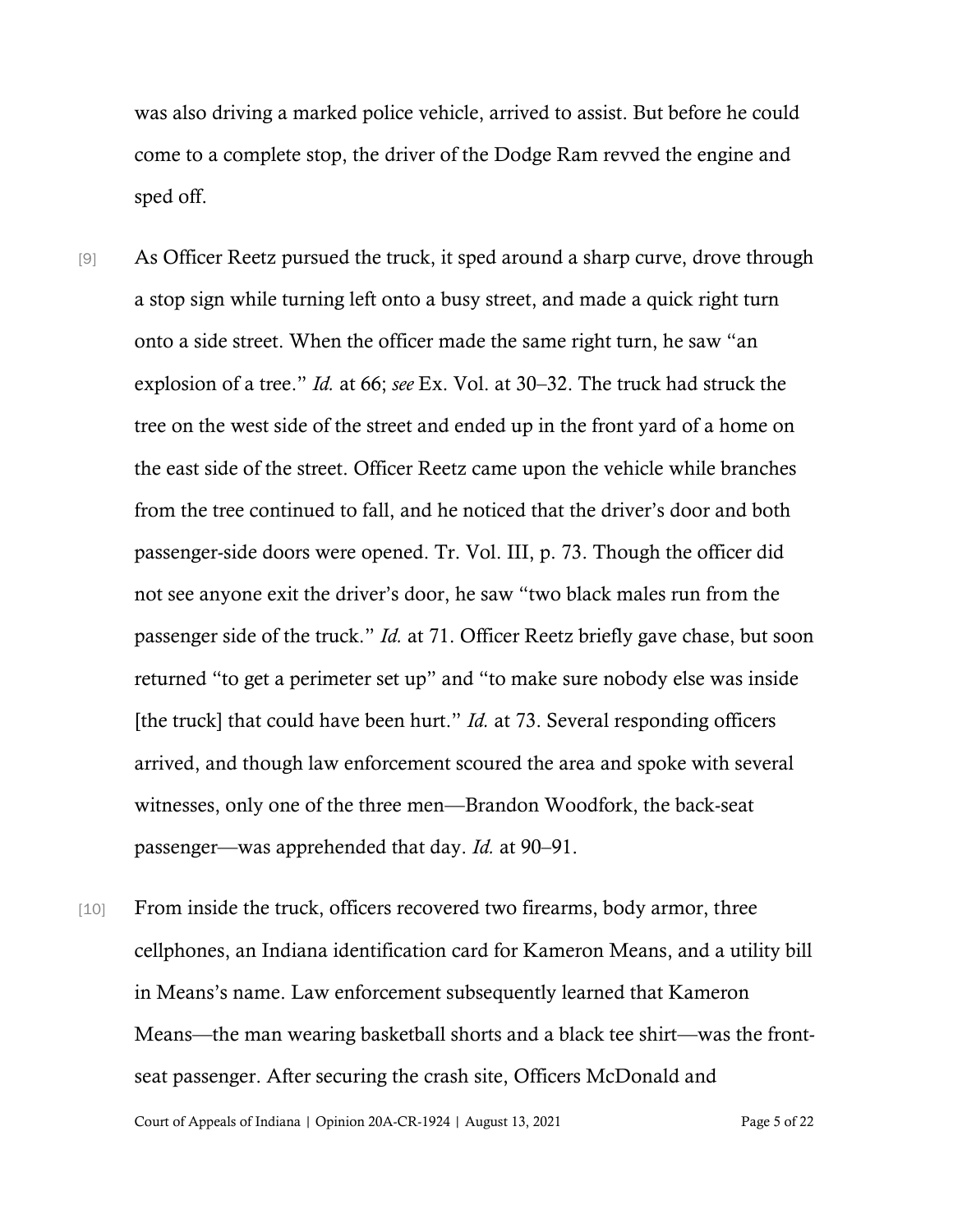was also driving a marked police vehicle, arrived to assist. But before he could come to a complete stop, the driver of the Dodge Ram revved the engine and sped off.

[9] As Officer Reetz pursued the truck, it sped around a sharp curve, drove through a stop sign while turning left onto a busy street, and made a quick right turn onto a side street. When the officer made the same right turn, he saw "an explosion of a tree." *Id.* at 66; *see* Ex. Vol. at 30–32. The truck had struck the tree on the west side of the street and ended up in the front yard of a home on the east side of the street. Officer Reetz came upon the vehicle while branches from the tree continued to fall, and he noticed that the driver's door and both passenger-side doors were opened. Tr. Vol. III, p. 73. Though the officer did not see anyone exit the driver's door, he saw "two black males run from the passenger side of the truck." *Id.* at 71. Officer Reetz briefly gave chase, but soon returned "to get a perimeter set up" and "to make sure nobody else was inside [the truck] that could have been hurt." *Id.* at 73. Several responding officers arrived, and though law enforcement scoured the area and spoke with several witnesses, only one of the three men—Brandon Woodfork, the back-seat passenger—was apprehended that day. *Id.* at 90–91.

[10] From inside the truck, officers recovered two firearms, body armor, three cellphones, an Indiana identification card for Kameron Means, and a utility bill in Means's name. Law enforcement subsequently learned that Kameron Means—the man wearing basketball shorts and a black tee shirt—was the front-seat passenger. After securing the crash site, Officers McDonald and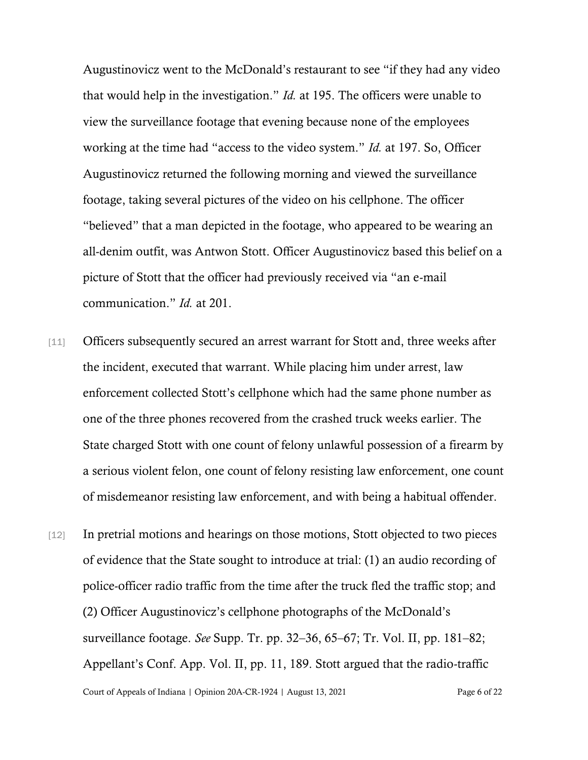Augustinovicz went to the McDonald's restaurant to see "if they had any video that would help in the investigation." *Id.* at 195. The officers were unable to view the surveillance footage that evening because none of the employees working at the time had "access to the video system." *Id.* at 197. So, Officer Augustinovicz returned the following morning and viewed the surveillance footage, taking several pictures of the video on his cellphone. The officer "believed" that a man depicted in the footage, who appeared to be wearing an all-denim outfit, was Antwon Stott. Officer Augustinovicz based this belief on a picture of Stott that the officer had previously received via "an e-mail communication." *Id.* at 201.

[11] Officers subsequently secured an arrest warrant for Stott and, three weeks after the incident, executed that warrant. While placing him under arrest, law enforcement collected Stott's cellphone which had the same phone number as one of the three phones recovered from the crashed truck weeks earlier. The State charged Stott with one count of felony unlawful possession of a firearm by a serious violent felon, one count of felony resisting law enforcement, one count of misdemeanor resisting law enforcement, and with being a habitual offender.

[12] In pretrial motions and hearings on those motions, Stott objected to two pieces of evidence that the State sought to introduce at trial: (1) an audio recording of police-officer radio traffic from the time after the truck fled the traffic stop; and (2) Officer Augustinovicz's cellphone photographs of the McDonald's surveillance footage. *See* Supp. Tr. pp. 32–36, 65–67; Tr. Vol. II, pp. 181–82; Appellant's Conf. App. Vol. II, pp. 11, 189. Stott argued that the radio-traffic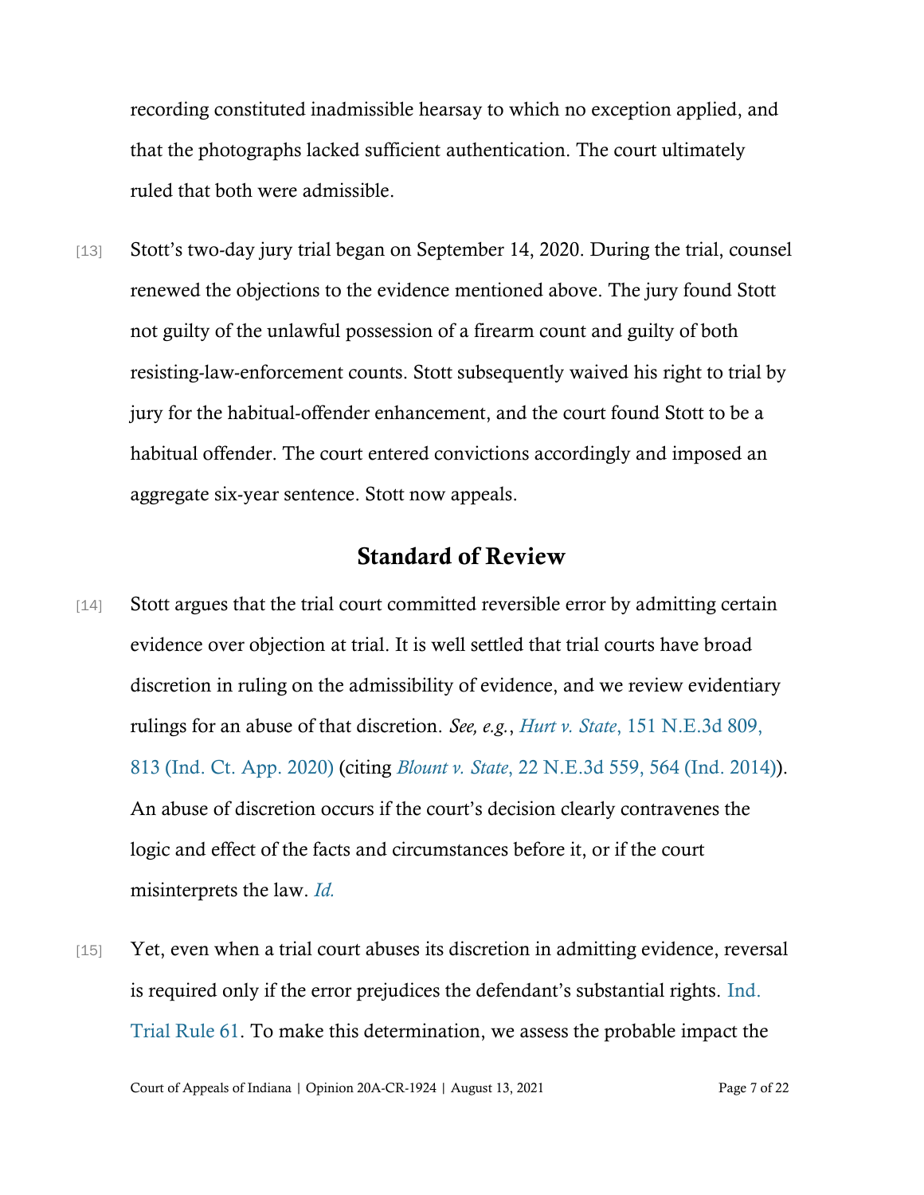recording constituted inadmissible hearsay to which no exception applied, and that the photographs lacked sufficient authentication. The court ultimately ruled that both were admissible.

[13] Stott's two-day jury trial began on September 14, 2020. During the trial, counsel renewed the objections to the evidence mentioned above. The jury found Stott not guilty of the unlawful possession of a firearm count and guilty of both resisting-law-enforcement counts. Stott subsequently waived his right to trial by jury for the habitual-offender enhancement, and the court found Stott to be a habitual offender. The court entered convictions accordingly and imposed an aggregate six-year sentence. Stott now appeals.

## Standard of Review

[14] Stott argues that the trial court committed reversible error by admitting certain evidence over objection at trial. It is well settled that trial courts have broad discretion in ruling on the admissibility of evidence, and we review evidentiary rulings for an abuse of that discretion. *See, e.g.*, *Hurt v. State*, 151 N.E.3d 809, 813 (Ind. Ct. App. 2020) (citing *Blount v. State*, 22 N.E.3d 559, 564 (Ind. 2014)). An abuse of discretion occurs if the court's decision clearly contravenes the logic and effect of the facts and circumstances before it, or if the court misinterprets the law. *Id.*

[15] Yet, even when a trial court abuses its discretion in admitting evidence, reversal is required only if the error prejudices the defendant's substantial rights. Ind. Trial Rule 61. To make this determination, we assess the probable impact the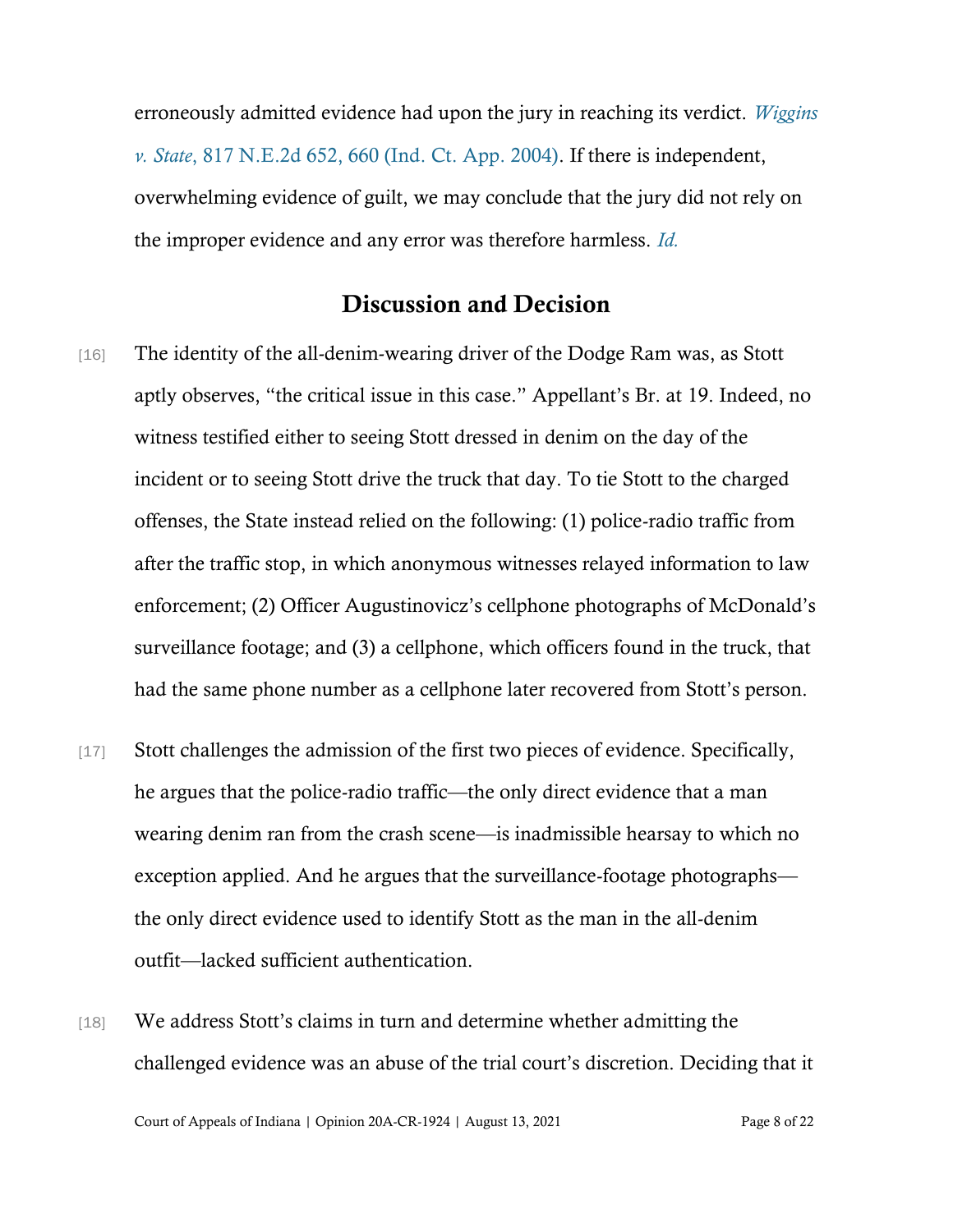erroneously admitted evidence had upon the jury in reaching its verdict. *Wiggins v. State*, 817 N.E.2d 652, 660 (Ind. Ct. App. 2004). If there is independent, overwhelming evidence of guilt, we may conclude that the jury did not rely on the improper evidence and any error was therefore harmless. *Id.*

## Discussion and Decision

[16] The identity of the all-denim-wearing driver of the Dodge Ram was, as Stott aptly observes, "the critical issue in this case." Appellant's Br. at 19. Indeed, no witness testified either to seeing Stott dressed in denim on the day of the incident or to seeing Stott drive the truck that day. To tie Stott to the charged offenses, the State instead relied on the following: (1) police-radio traffic from after the traffic stop, in which anonymous witnesses relayed information to law enforcement; (2) Officer Augustinovicz's cellphone photographs of McDonald's surveillance footage; and (3) a cellphone, which officers found in the truck, that had the same phone number as a cellphone later recovered from Stott's person.

[17] Stott challenges the admission of the first two pieces of evidence. Specifically, he argues that the police-radio traffic—the only direct evidence that a man wearing denim ran from the crash scene—is inadmissible hearsay to which no exception applied. And he argues that the surveillance-footage photographs—the only direct evidence used to identify Stott as the man in the all-denim outfit—lacked sufficient authentication.

[18] We address Stott's claims in turn and determine whether admitting the challenged evidence was an abuse of the trial court's discretion. Deciding that it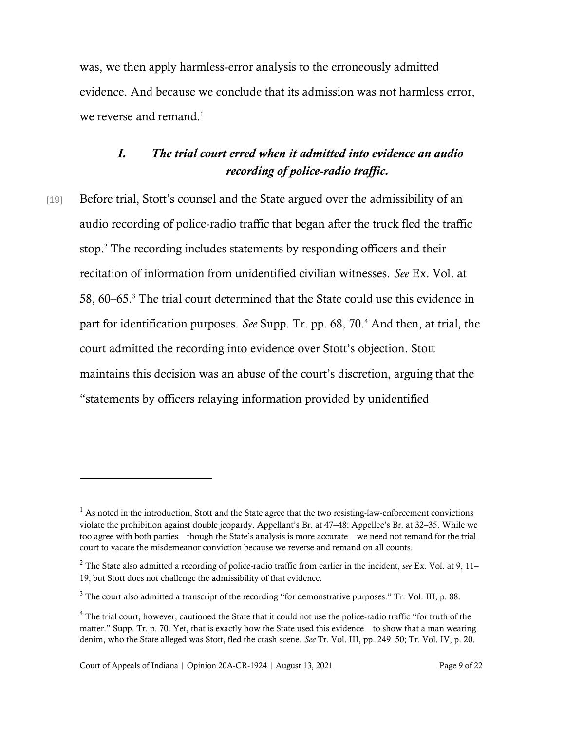was, we then apply harmless-error analysis to the erroneously admitted evidence. And because we conclude that its admission was not harmless error, we reverse and remand.[1]

## *I. The trial court erred when it admitted into evidence an audio recording of police-radio traffic.*

[19] Before trial, Stott's counsel and the State argued over the admissibility of an audio recording of police-radio traffic that began after the truck fled the traffic stop.[2] The recording includes statements by responding officers and their recitation of information from unidentified civilian witnesses. *See* Ex. Vol. at 58, 60–65.[3] The trial court determined that the State could use this evidence in part for identification purposes. *See* Supp. Tr. pp. 68, 70.[4] And then, at trial, the court admitted the recording into evidence over Stott's objection. Stott maintains this decision was an abuse of the court's discretion, arguing that the "statements by officers relaying information provided by unidentified

---

[1] As noted in the introduction, Stott and the State agree that the two resisting-law-enforcement convictions violate the prohibition against double jeopardy. Appellant's Br. at 47–48; Appellee's Br. at 32–35. While we too agree with both parties—though the State's analysis is more accurate—we need not remand for the trial court to vacate the misdemeanor conviction because we reverse and remand on all counts.

[2] The State also admitted a recording of police-radio traffic from earlier in the incident, *see* Ex. Vol. at 9, 11–19, but Stott does not challenge the admissibility of that evidence.

[3] The court also admitted a transcript of the recording "for demonstrative purposes." Tr. Vol. III, p. 88.

[4] The trial court, however, cautioned the State that it could not use the police-radio traffic "for truth of the matter." Supp. Tr. p. 70. Yet, that is exactly how the State used this evidence—to show that a man wearing denim, who the State alleged was Stott, fled the crash scene. *See* Tr. Vol. III, pp. 249–50; Tr. Vol. IV, p. 20.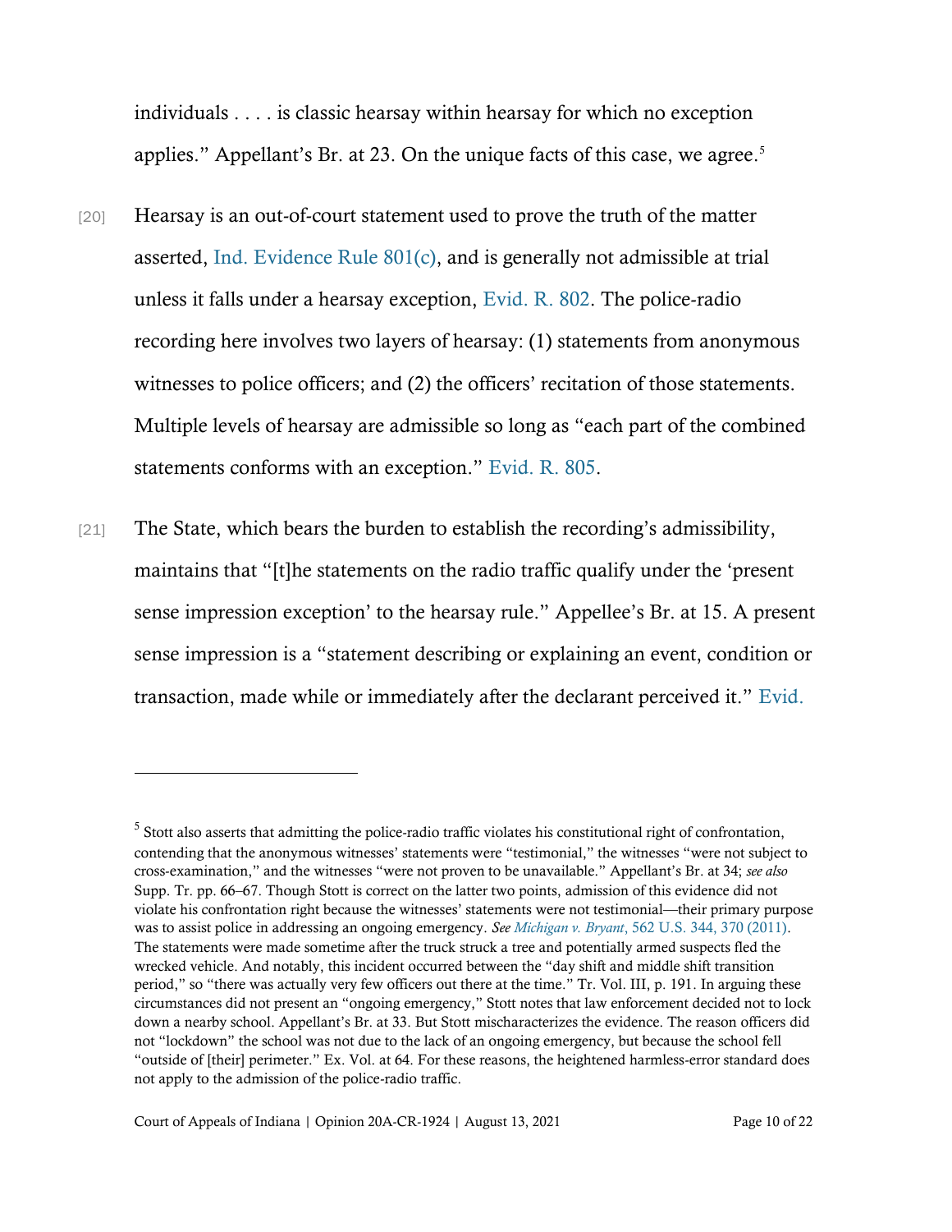individuals . . . . is classic hearsay within hearsay for which no exception applies." Appellant's Br. at 23. On the unique facts of this case, we agree.[5]

[20] Hearsay is an out-of-court statement used to prove the truth of the matter asserted, Ind. Evidence Rule 801(c), and is generally not admissible at trial unless it falls under a hearsay exception, Evid. R. 802. The police-radio recording here involves two layers of hearsay: (1) statements from anonymous witnesses to police officers; and (2) the officers' recitation of those statements. Multiple levels of hearsay are admissible so long as "each part of the combined statements conforms with an exception." Evid. R. 805.

[21] The State, which bears the burden to establish the recording's admissibility, maintains that "[t]he statements on the radio traffic qualify under the 'present sense impression exception' to the hearsay rule." Appellee's Br. at 15. A present sense impression is a "statement describing or explaining an event, condition or transaction, made while or immediately after the declarant perceived it." Evid.

---

[5] Stott also asserts that admitting the police-radio traffic violates his constitutional right of confrontation, contending that the anonymous witnesses' statements were "testimonial," the witnesses "were not subject to cross-examination," and the witnesses "were not proven to be unavailable." Appellant's Br. at 34; *see also* Supp. Tr. pp. 66–67. Though Stott is correct on the latter two points, admission of this evidence did not violate his confrontation right because the witnesses' statements were not testimonial—their primary purpose was to assist police in addressing an ongoing emergency. *See Michigan v. Bryant*, 562 U.S. 344, 370 (2011). The statements were made sometime after the truck struck a tree and potentially armed suspects fled the wrecked vehicle. And notably, this incident occurred between the "day shift and middle shift transition period," so "there was actually very few officers out there at the time." Tr. Vol. III, p. 191. In arguing these circumstances did not present an "ongoing emergency," Stott notes that law enforcement decided not to lock down a nearby school. Appellant's Br. at 33. But Stott mischaracterizes the evidence. The reason officers did not "lockdown" the school was not due to the lack of an ongoing emergency, but because the school fell "outside of [their] perimeter." Ex. Vol. at 64. For these reasons, the heightened harmless-error standard does not apply to the admission of the police-radio traffic.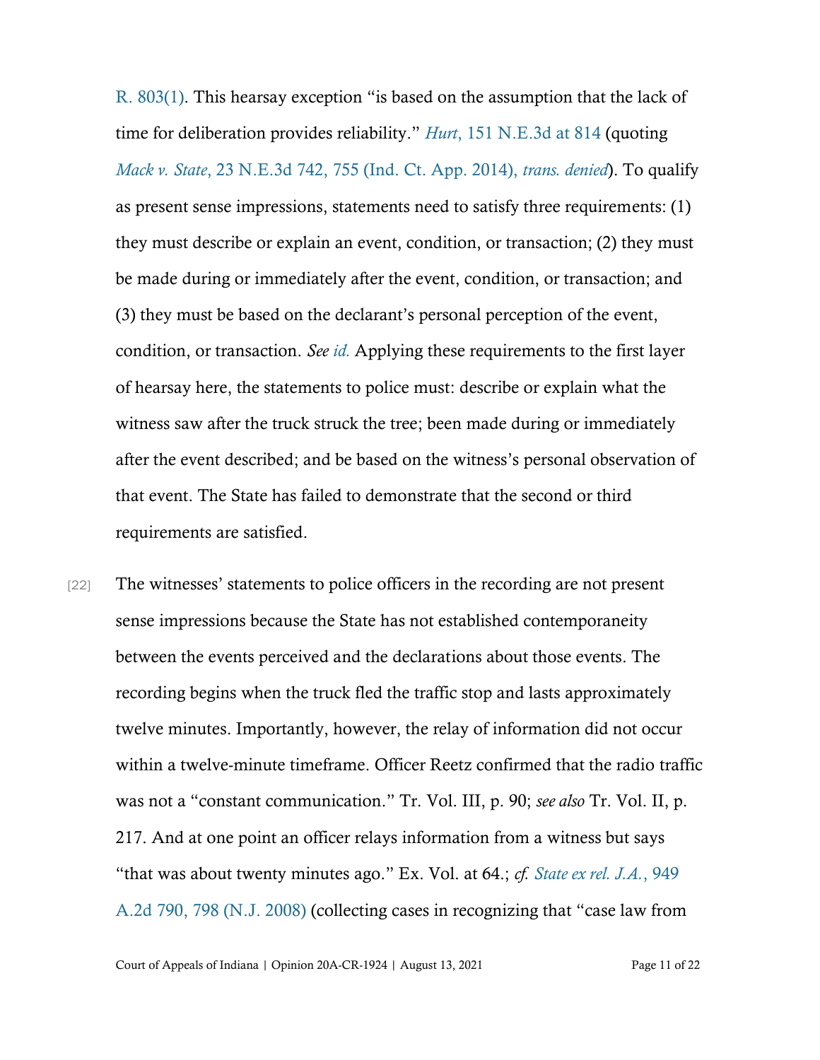R. 803(1). This hearsay exception "is based on the assumption that the lack of time for deliberation provides reliability." *Hurt*, 151 N.E.3d at 814 (quoting *Mack v. State*, 23 N.E.3d 742, 755 (Ind. Ct. App. 2014), *trans. denied*). To qualify as present sense impressions, statements need to satisfy three requirements: (1) they must describe or explain an event, condition, or transaction; (2) they must be made during or immediately after the event, condition, or transaction; and (3) they must be based on the declarant's personal perception of the event, condition, or transaction. *See id.* Applying these requirements to the first layer of hearsay here, the statements to police must: describe or explain what the witness saw after the truck struck the tree; been made during or immediately after the event described; and be based on the witness's personal observation of that event. The State has failed to demonstrate that the second or third requirements are satisfied.

[22] The witnesses' statements to police officers in the recording are not present sense impressions because the State has not established contemporaneity between the events perceived and the declarations about those events. The recording begins when the truck fled the traffic stop and lasts approximately twelve minutes. Importantly, however, the relay of information did not occur within a twelve-minute timeframe. Officer Reetz confirmed that the radio traffic was not a "constant communication." Tr. Vol. III, p. 90; *see also* Tr. Vol. II, p. 217. And at one point an officer relays information from a witness but says "that was about twenty minutes ago." Ex. Vol. at 64.; *cf. State ex rel. J.A.*, 949 A.2d 790, 798 (N.J. 2008) (collecting cases in recognizing that "case law from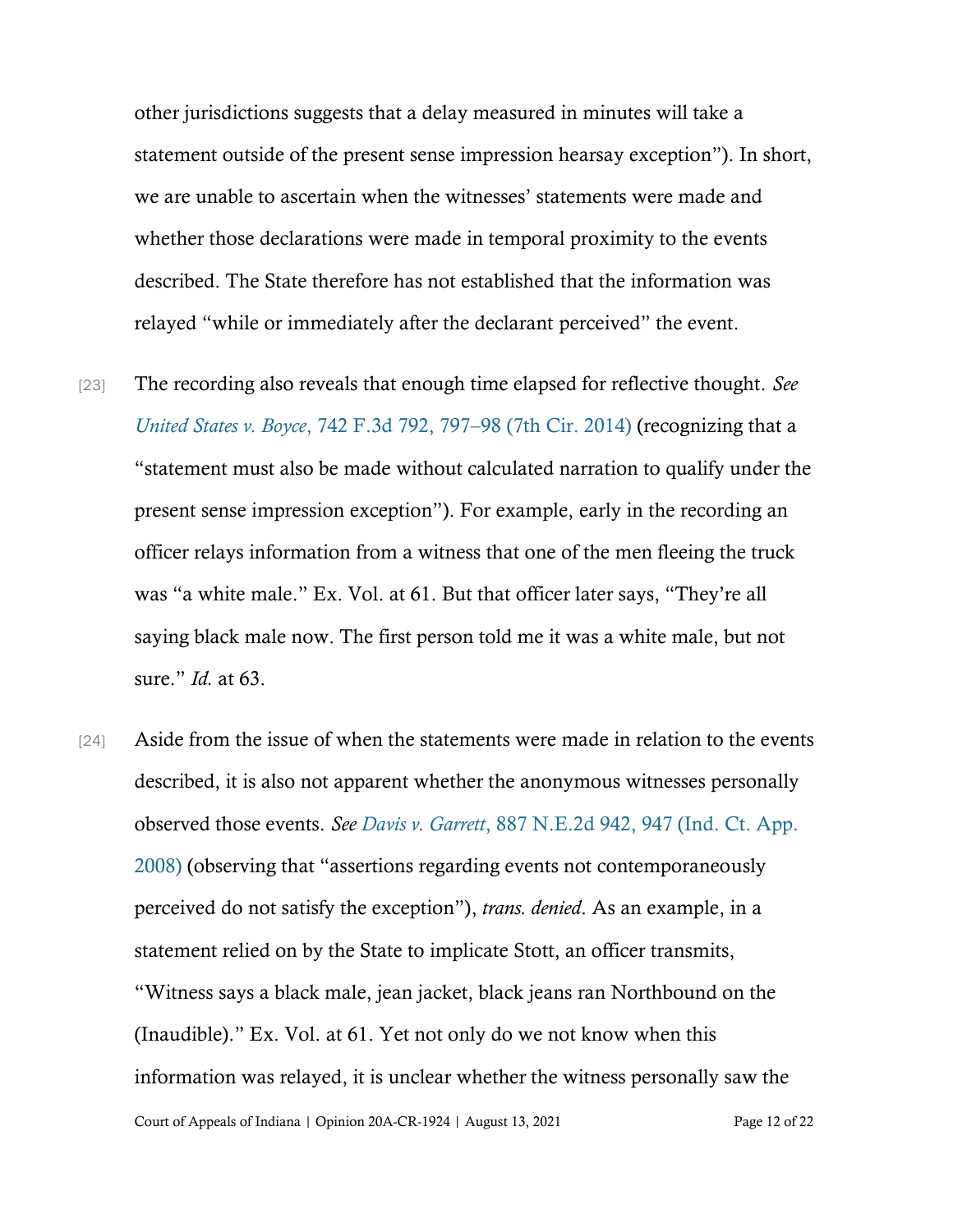other jurisdictions suggests that a delay measured in minutes will take a statement outside of the present sense impression hearsay exception"). In short, we are unable to ascertain when the witnesses' statements were made and whether those declarations were made in temporal proximity to the events described. The State therefore has not established that the information was relayed "while or immediately after the declarant perceived" the event.

[23] The recording also reveals that enough time elapsed for reflective thought. *See United States v. Boyce*, 742 F.3d 792, 797–98 (7th Cir. 2014) (recognizing that a "statement must also be made without calculated narration to qualify under the present sense impression exception"). For example, early in the recording an officer relays information from a witness that one of the men fleeing the truck was "a white male." Ex. Vol. at 61. But that officer later says, "They're all saying black male now. The first person told me it was a white male, but not sure." *Id.* at 63.

[24] Aside from the issue of when the statements were made in relation to the events described, it is also not apparent whether the anonymous witnesses personally observed those events. *See Davis v. Garrett*, 887 N.E.2d 942, 947 (Ind. Ct. App. 2008) (observing that "assertions regarding events not contemporaneously perceived do not satisfy the exception"), *trans. denied*. As an example, in a statement relied on by the State to implicate Stott, an officer transmits, "Witness says a black male, jean jacket, black jeans ran Northbound on the (Inaudible)." Ex. Vol. at 61. Yet not only do we not know when this information was relayed, it is unclear whether the witness personally saw the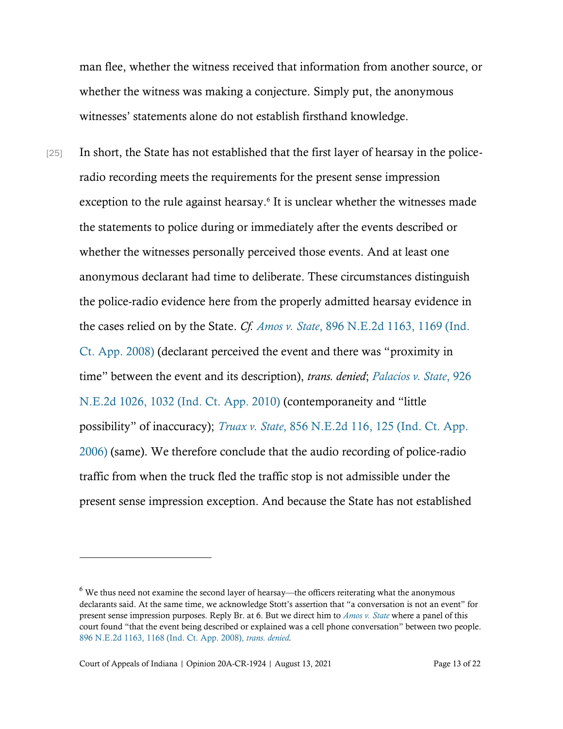man flee, whether the witness received that information from another source, or whether the witness was making a conjecture. Simply put, the anonymous witnesses' statements alone do not establish firsthand knowledge.

[25] In short, the State has not established that the first layer of hearsay in the police-radio recording meets the requirements for the present sense impression exception to the rule against hearsay.[6] It is unclear whether the witnesses made the statements to police during or immediately after the events described or whether the witnesses personally perceived those events. And at least one anonymous declarant had time to deliberate. These circumstances distinguish the police-radio evidence here from the properly admitted hearsay evidence in the cases relied on by the State. *Cf. Amos v. State*, 896 N.E.2d 1163, 1169 (Ind. Ct. App. 2008) (declarant perceived the event and there was "proximity in time" between the event and its description), *trans. denied*; *Palacios v. State*, 926 N.E.2d 1026, 1032 (Ind. Ct. App. 2010) (contemporaneity and "little possibility" of inaccuracy); *Truax v. State*, 856 N.E.2d 116, 125 (Ind. Ct. App. 2006) (same). We therefore conclude that the audio recording of police-radio traffic from when the truck fled the traffic stop is not admissible under the present sense impression exception. And because the State has not established

---

[6] We thus need not examine the second layer of hearsay—the officers reiterating what the anonymous declarants said. At the same time, we acknowledge Stott's assertion that "a conversation is not an event" for present sense impression purposes. Reply Br. at 6. But we direct him to *Amos v. State* where a panel of this court found "that the event being described or explained was a cell phone conversation" between two people. 896 N.E.2d 1163, 1168 (Ind. Ct. App. 2008), *trans. denied*.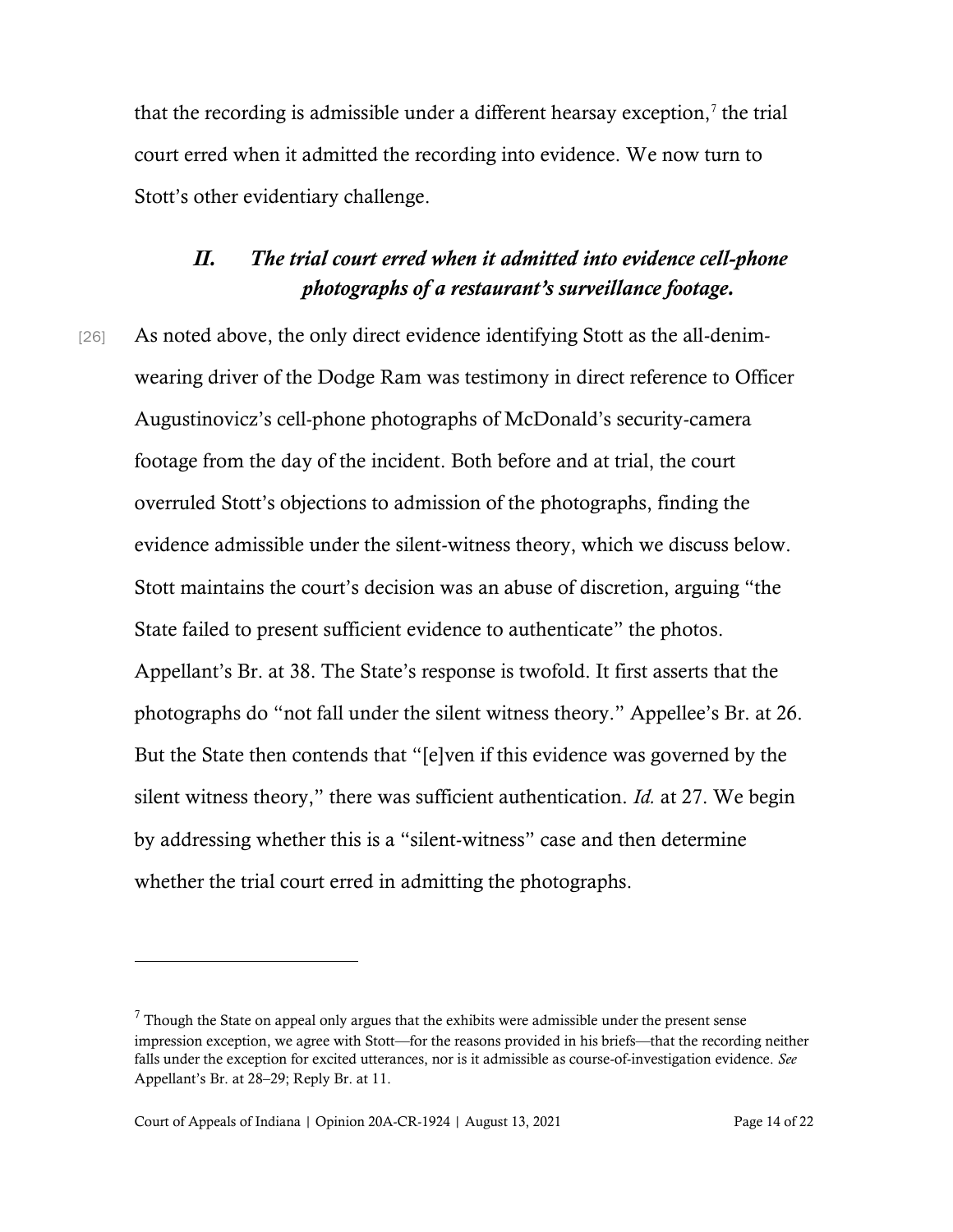that the recording is admissible under a different hearsay exception,[7] the trial court erred when it admitted the recording into evidence. We now turn to Stott's other evidentiary challenge.

## *II. The trial court erred when it admitted into evidence cell-phone photographs of a restaurant's surveillance footage.*

[26] As noted above, the only direct evidence identifying Stott as the all-denim-wearing driver of the Dodge Ram was testimony in direct reference to Officer Augustinovicz's cell-phone photographs of McDonald's security-camera footage from the day of the incident. Both before and at trial, the court overruled Stott's objections to admission of the photographs, finding the evidence admissible under the silent-witness theory, which we discuss below. Stott maintains the court's decision was an abuse of discretion, arguing "the State failed to present sufficient evidence to authenticate" the photos. Appellant's Br. at 38. The State's response is twofold. It first asserts that the photographs do "not fall under the silent witness theory." Appellee's Br. at 26. But the State then contends that "[e]ven if this evidence was governed by the silent witness theory," there was sufficient authentication. *Id.* at 27. We begin by addressing whether this is a "silent-witness" case and then determine whether the trial court erred in admitting the photographs.

---

[7] Though the State on appeal only argues that the exhibits were admissible under the present sense impression exception, we agree with Stott—for the reasons provided in his briefs—that the recording neither falls under the exception for excited utterances, nor is it admissible as course-of-investigation evidence. *See* Appellant's Br. at 28–29; Reply Br. at 11.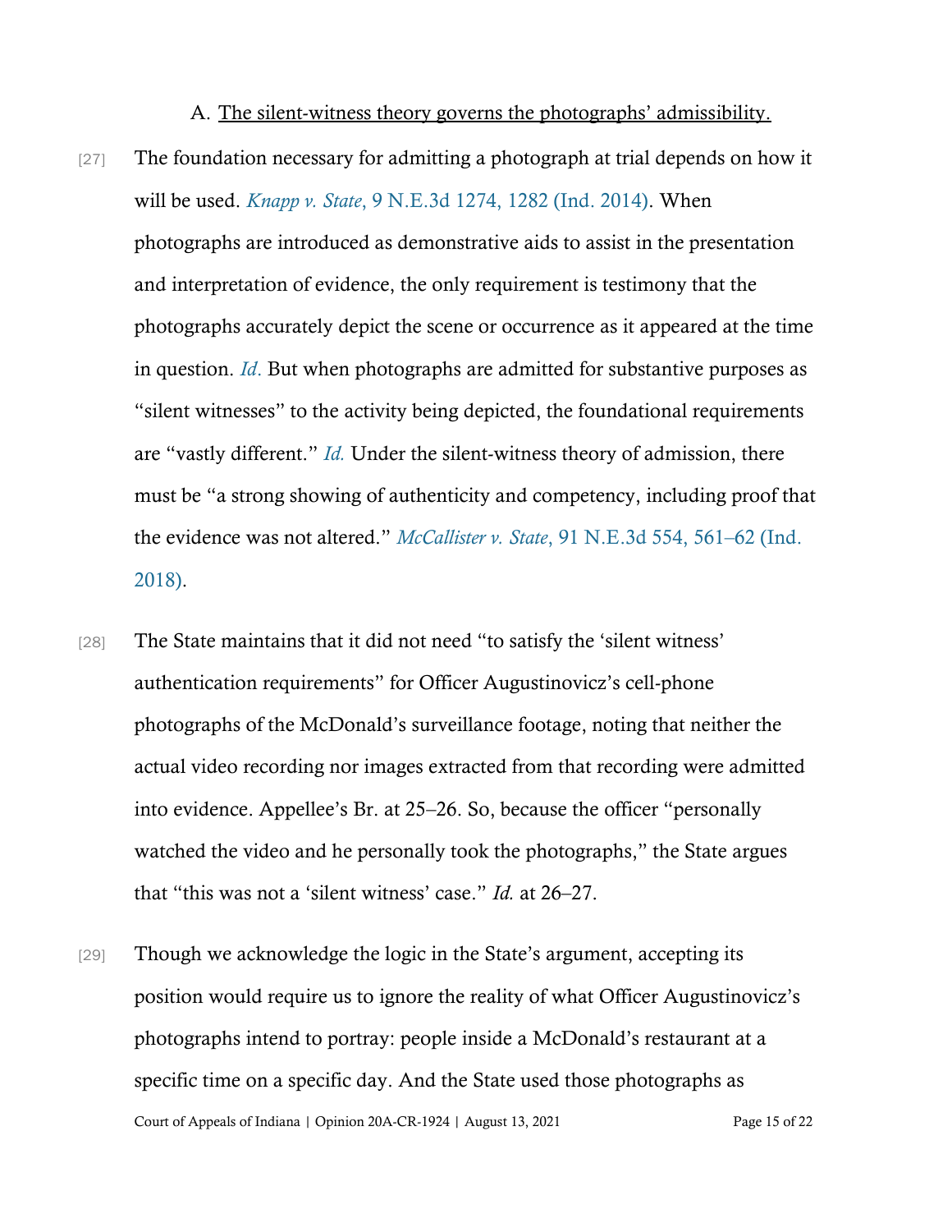A. <u>The silent-witness theory governs the photographs' admissibility.</u>

[27] The foundation necessary for admitting a photograph at trial depends on how it will be used. *Knapp v. State*, 9 N.E.3d 1274, 1282 (Ind. 2014). When photographs are introduced as demonstrative aids to assist in the presentation and interpretation of evidence, the only requirement is testimony that the photographs accurately depict the scene or occurrence as it appeared at the time in question. *Id.* But when photographs are admitted for substantive purposes as "silent witnesses" to the activity being depicted, the foundational requirements are "vastly different." *Id.* Under the silent-witness theory of admission, there must be "a strong showing of authenticity and competency, including proof that the evidence was not altered." *McCallister v. State*, 91 N.E.3d 554, 561–62 (Ind. 2018).

[28] The State maintains that it did not need "to satisfy the 'silent witness' authentication requirements" for Officer Augustinovicz's cell-phone photographs of the McDonald's surveillance footage, noting that neither the actual video recording nor images extracted from that recording were admitted into evidence. Appellee's Br. at 25–26. So, because the officer "personally watched the video and he personally took the photographs," the State argues that "this was not a 'silent witness' case." *Id.* at 26–27.

[29] Though we acknowledge the logic in the State's argument, accepting its position would require us to ignore the reality of what Officer Augustinovicz's photographs intend to portray: people inside a McDonald's restaurant at a specific time on a specific day. And the State used those photographs as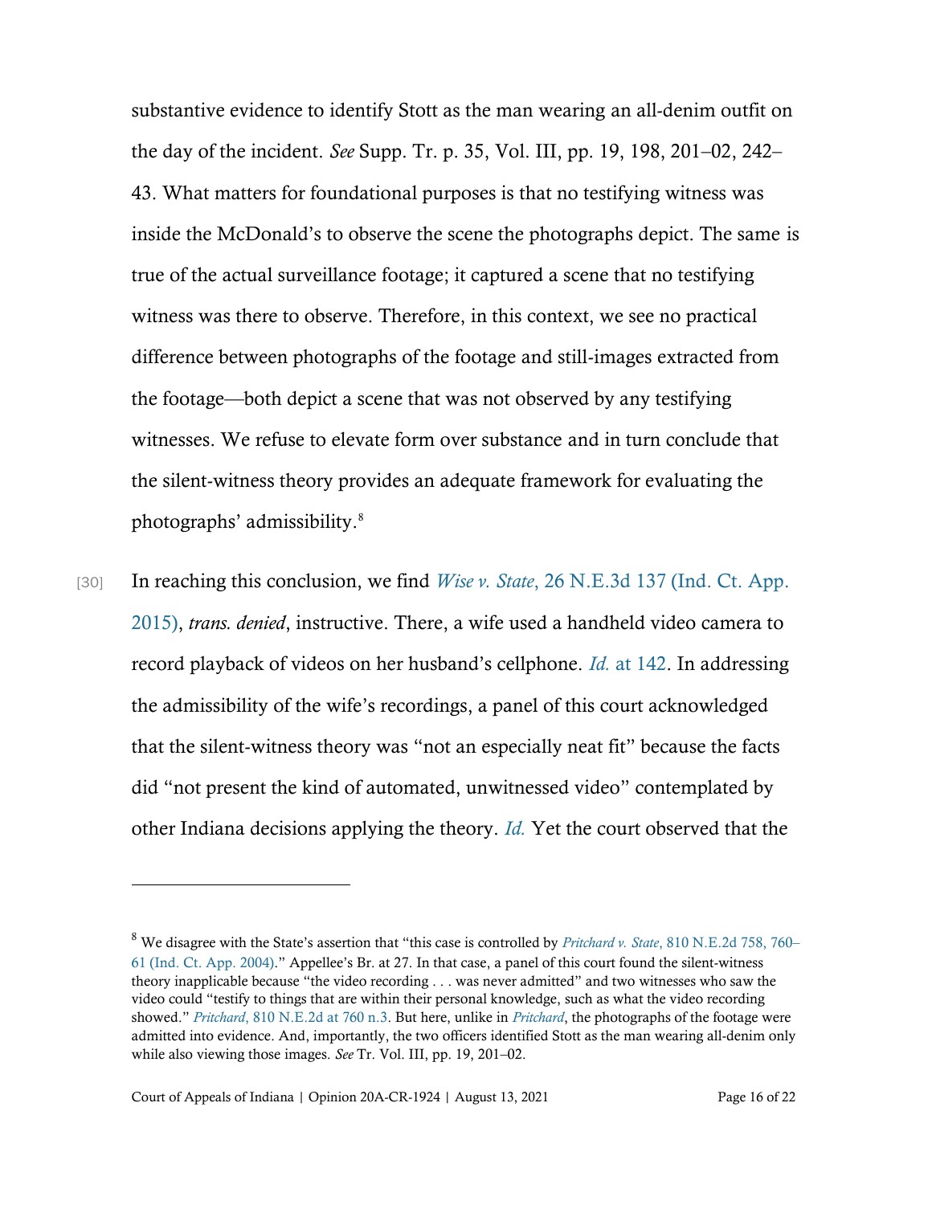substantive evidence to identify Stott as the man wearing an all-denim outfit on the day of the incident. *See* Supp. Tr. p. 35, Vol. III, pp. 19, 198, 201–02, 242–43. What matters for foundational purposes is that no testifying witness was inside the McDonald's to observe the scene the photographs depict. The same is true of the actual surveillance footage; it captured a scene that no testifying witness was there to observe. Therefore, in this context, we see no practical difference between photographs of the footage and still-images extracted from the footage—both depict a scene that was not observed by any testifying witnesses. We refuse to elevate form over substance and in turn conclude that the silent-witness theory provides an adequate framework for evaluating the photographs' admissibility.[8]

[30] In reaching this conclusion, we find *Wise v. State*, 26 N.E.3d 137 (Ind. Ct. App. 2015), *trans. denied*, instructive. There, a wife used a handheld video camera to record playback of videos on her husband's cellphone. *Id.* at 142. In addressing the admissibility of the wife's recordings, a panel of this court acknowledged that the silent-witness theory was "not an especially neat fit" because the facts did "not present the kind of automated, unwitnessed video" contemplated by other Indiana decisions applying the theory. *Id.* Yet the court observed that the

---

[8] We disagree with the State's assertion that "this case is controlled by *Pritchard v. State*, 810 N.E.2d 758, 760–61 (Ind. Ct. App. 2004)." Appellee's Br. at 27. In that case, a panel of this court found the silent-witness theory inapplicable because "the video recording . . . was never admitted" and two witnesses who saw the video could "testify to things that are within their personal knowledge, such as what the video recording showed." *Pritchard*, 810 N.E.2d at 760 n.3. But here, unlike in *Pritchard*, the photographs of the footage were admitted into evidence. And, importantly, the two officers identified Stott as the man wearing all-denim only while also viewing those images. *See* Tr. Vol. III, pp. 19, 201–02.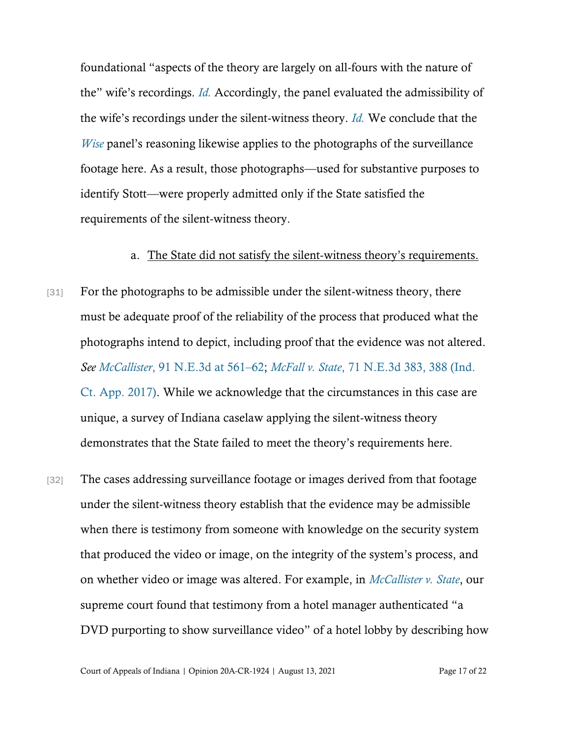foundational "aspects of the theory are largely on all-fours with the nature of the" wife's recordings. *Id.* Accordingly, the panel evaluated the admissibility of the wife's recordings under the silent-witness theory. *Id.* We conclude that the *Wise* panel's reasoning likewise applies to the photographs of the surveillance footage here. As a result, those photographs—used for substantive purposes to identify Stott—were properly admitted only if the State satisfied the requirements of the silent-witness theory.

a. <u>The State did not satisfy the silent-witness theory's requirements.</u>

[31] For the photographs to be admissible under the silent-witness theory, there must be adequate proof of the reliability of the process that produced what the photographs intend to depict, including proof that the evidence was not altered. *See McCallister*, 91 N.E.3d at 561–62; *McFall v. State*, 71 N.E.3d 383, 388 (Ind. Ct. App. 2017). While we acknowledge that the circumstances in this case are unique, a survey of Indiana caselaw applying the silent-witness theory demonstrates that the State failed to meet the theory's requirements here.

[32] The cases addressing surveillance footage or images derived from that footage under the silent-witness theory establish that the evidence may be admissible when there is testimony from someone with knowledge on the security system that produced the video or image, on the integrity of the system's process, and on whether video or image was altered. For example, in *McCallister v. State*, our supreme court found that testimony from a hotel manager authenticated "a DVD purporting to show surveillance video" of a hotel lobby by describing how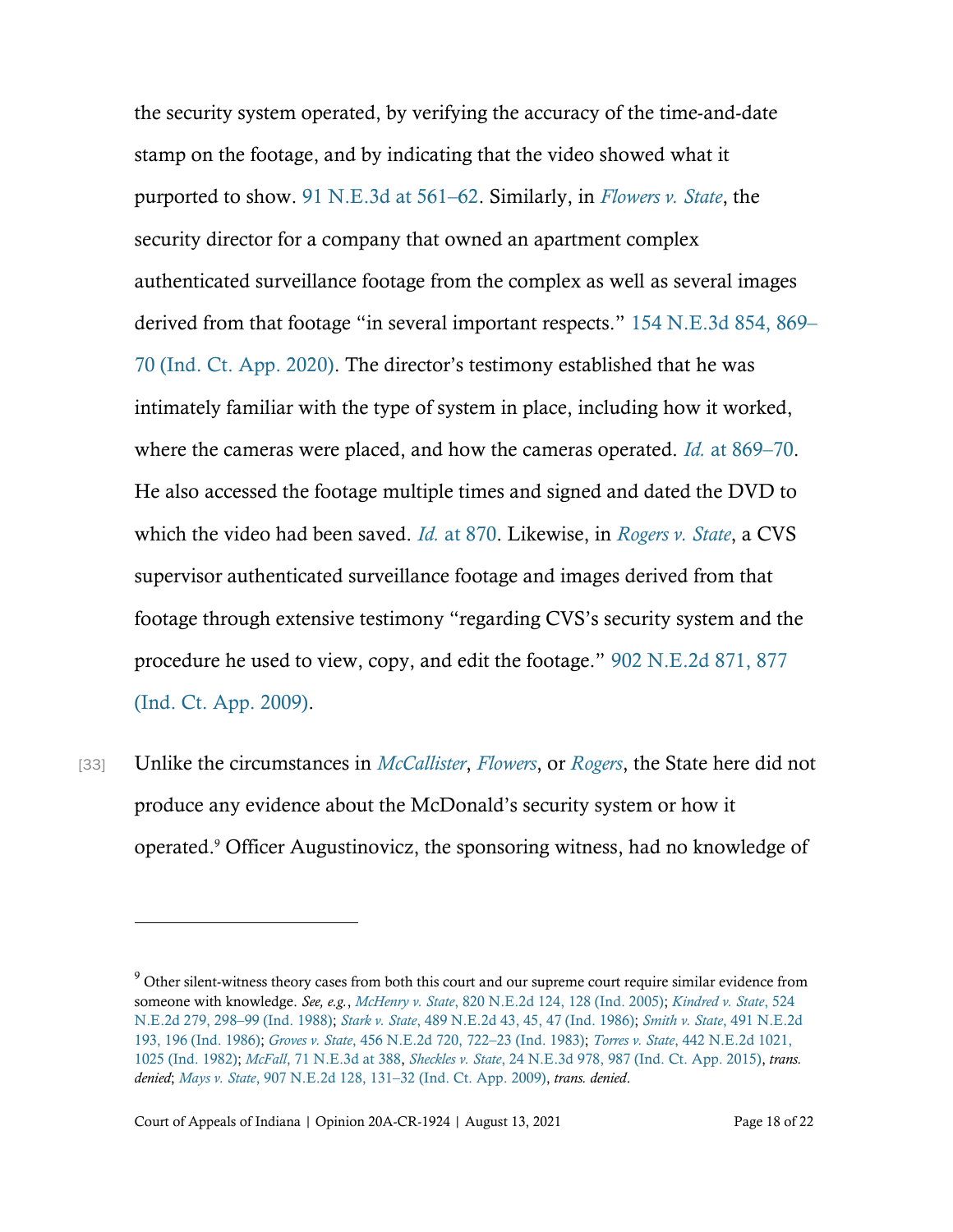the security system operated, by verifying the accuracy of the time-and-date stamp on the footage, and by indicating that the video showed what it purported to show. 91 N.E.3d at 561–62. Similarly, in *Flowers v. State*, the security director for a company that owned an apartment complex authenticated surveillance footage from the complex as well as several images derived from that footage "in several important respects." 154 N.E.3d 854, 869–70 (Ind. Ct. App. 2020). The director's testimony established that he was intimately familiar with the type of system in place, including how it worked, where the cameras were placed, and how the cameras operated. *Id.* at 869–70. He also accessed the footage multiple times and signed and dated the DVD to which the video had been saved. *Id.* at 870. Likewise, in *Rogers v. State*, a CVS supervisor authenticated surveillance footage and images derived from that footage through extensive testimony "regarding CVS's security system and the procedure he used to view, copy, and edit the footage." 902 N.E.2d 871, 877 (Ind. Ct. App. 2009).

[33] Unlike the circumstances in *McCallister*, *Flowers*, or *Rogers*, the State here did not produce any evidence about the McDonald's security system or how it operated.[9] Officer Augustinovicz, the sponsoring witness, had no knowledge of

---

[9] Other silent-witness theory cases from both this court and our supreme court require similar evidence from someone with knowledge. *See, e.g.*, *McHenry v. State*, 820 N.E.2d 124, 128 (Ind. 2005); *Kindred v. State*, 524 N.E.2d 279, 298–99 (Ind. 1988); *Stark v. State*, 489 N.E.2d 43, 45, 47 (Ind. 1986); *Smith v. State*, 491 N.E.2d 193, 196 (Ind. 1986); *Groves v. State*, 456 N.E.2d 720, 722–23 (Ind. 1983); *Torres v. State*, 442 N.E.2d 1021, 1025 (Ind. 1982); *McFall*, 71 N.E.3d at 388, *Sheckles v. State*, 24 N.E.3d 978, 987 (Ind. Ct. App. 2015), *trans. denied*; *Mays v. State*, 907 N.E.2d 128, 131–32 (Ind. Ct. App. 2009), *trans. denied*.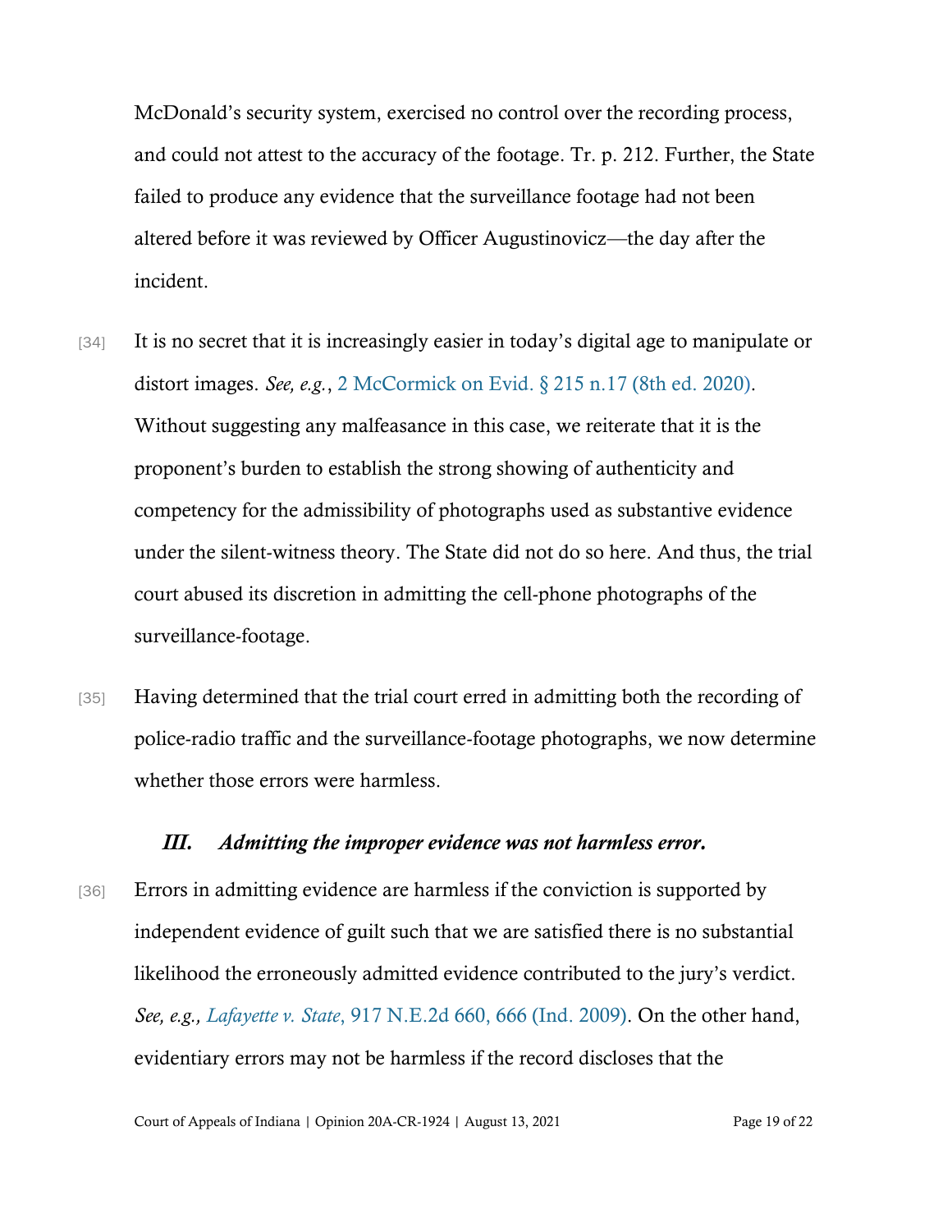McDonald's security system, exercised no control over the recording process, and could not attest to the accuracy of the footage. Tr. p. 212. Further, the State failed to produce any evidence that the surveillance footage had not been altered before it was reviewed by Officer Augustinovicz—the day after the incident.

[34] It is no secret that it is increasingly easier in today's digital age to manipulate or distort images. *See, e.g.*, 2 McCormick on Evid. § 215 n.17 (8th ed. 2020). Without suggesting any malfeasance in this case, we reiterate that it is the proponent's burden to establish the strong showing of authenticity and competency for the admissibility of photographs used as substantive evidence under the silent-witness theory. The State did not do so here. And thus, the trial court abused its discretion in admitting the cell-phone photographs of the surveillance-footage.

[35] Having determined that the trial court erred in admitting both the recording of police-radio traffic and the surveillance-footage photographs, we now determine whether those errors were harmless.

### *III. Admitting the improper evidence was not harmless error.*

[36] Errors in admitting evidence are harmless if the conviction is supported by independent evidence of guilt such that we are satisfied there is no substantial likelihood the erroneously admitted evidence contributed to the jury's verdict. *See, e.g., Lafayette v. State*, 917 N.E.2d 660, 666 (Ind. 2009). On the other hand, evidentiary errors may not be harmless if the record discloses that the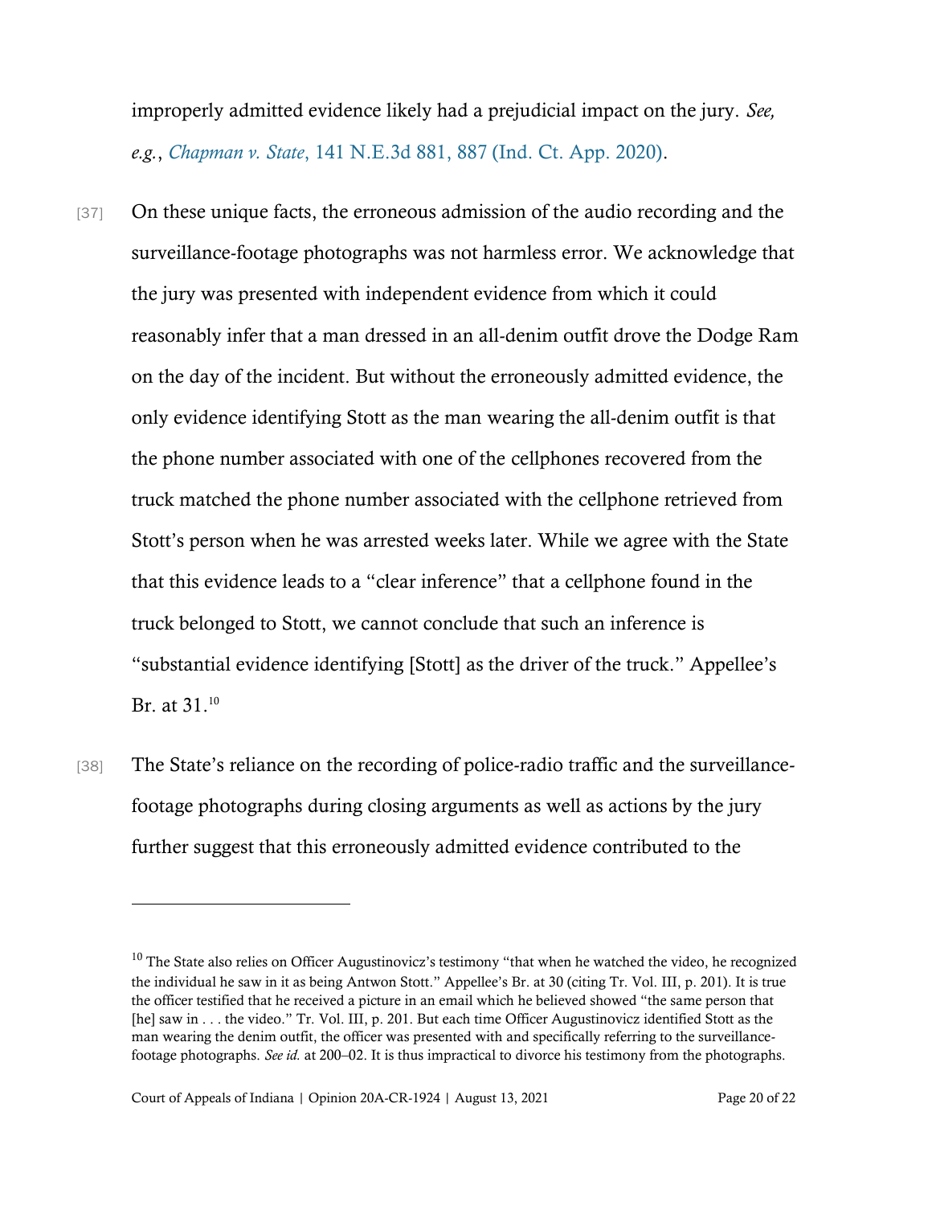improperly admitted evidence likely had a prejudicial impact on the jury. *See, e.g.*, *Chapman v. State*, 141 N.E.3d 881, 887 (Ind. Ct. App. 2020).

[37] On these unique facts, the erroneous admission of the audio recording and the surveillance-footage photographs was not harmless error. We acknowledge that the jury was presented with independent evidence from which it could reasonably infer that a man dressed in an all-denim outfit drove the Dodge Ram on the day of the incident. But without the erroneously admitted evidence, the only evidence identifying Stott as the man wearing the all-denim outfit is that the phone number associated with one of the cellphones recovered from the truck matched the phone number associated with the cellphone retrieved from Stott's person when he was arrested weeks later. While we agree with the State that this evidence leads to a "clear inference" that a cellphone found in the truck belonged to Stott, we cannot conclude that such an inference is "substantial evidence identifying [Stott] as the driver of the truck." Appellee's Br. at 31.[10]

[38] The State's reliance on the recording of police-radio traffic and the surveillance-footage photographs during closing arguments as well as actions by the jury further suggest that this erroneously admitted evidence contributed to the

---

[10] The State also relies on Officer Augustinovicz's testimony "that when he watched the video, he recognized the individual he saw in it as being Antwon Stott." Appellee's Br. at 30 (citing Tr. Vol. III, p. 201). It is true the officer testified that he received a picture in an email which he believed showed "the same person that [he] saw in . . . the video." Tr. Vol. III, p. 201. But each time Officer Augustinovicz identified Stott as the man wearing the denim outfit, the officer was presented with and specifically referring to the surveillance-footage photographs. *See id.* at 200–02. It is thus impractical to divorce his testimony from the photographs.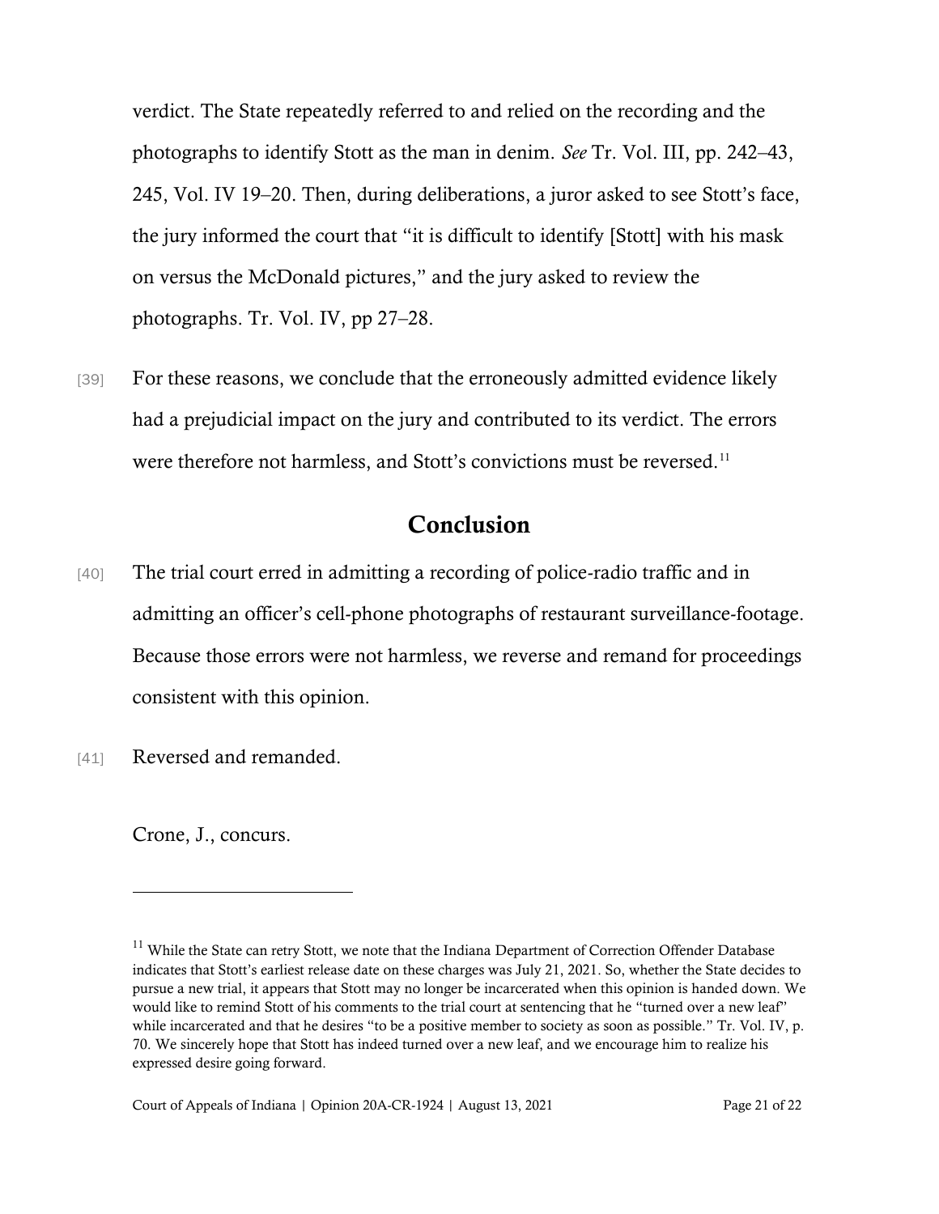verdict. The State repeatedly referred to and relied on the recording and the photographs to identify Stott as the man in denim. *See* Tr. Vol. III, pp. 242–43, 245, Vol. IV 19–20. Then, during deliberations, a juror asked to see Stott's face, the jury informed the court that "it is difficult to identify [Stott] with his mask on versus the McDonald pictures," and the jury asked to review the photographs. Tr. Vol. IV, pp 27–28.

[39] For these reasons, we conclude that the erroneously admitted evidence likely had a prejudicial impact on the jury and contributed to its verdict. The errors were therefore not harmless, and Stott's convictions must be reversed.[11]

## Conclusion

[40] The trial court erred in admitting a recording of police-radio traffic and in admitting an officer's cell-phone photographs of restaurant surveillance-footage. Because those errors were not harmless, we reverse and remand for proceedings consistent with this opinion.

[41] Reversed and remanded.

Crone, J., concurs.

---

[11] While the State can retry Stott, we note that the Indiana Department of Correction Offender Database indicates that Stott's earliest release date on these charges was July 21, 2021. So, whether the State decides to pursue a new trial, it appears that Stott may no longer be incarcerated when this opinion is handed down. We would like to remind Stott of his comments to the trial court at sentencing that he "turned over a new leaf" while incarcerated and that he desires "to be a positive member to society as soon as possible." Tr. Vol. IV, p. 70. We sincerely hope that Stott has indeed turned over a new leaf, and we encourage him to realize his expressed desire going forward.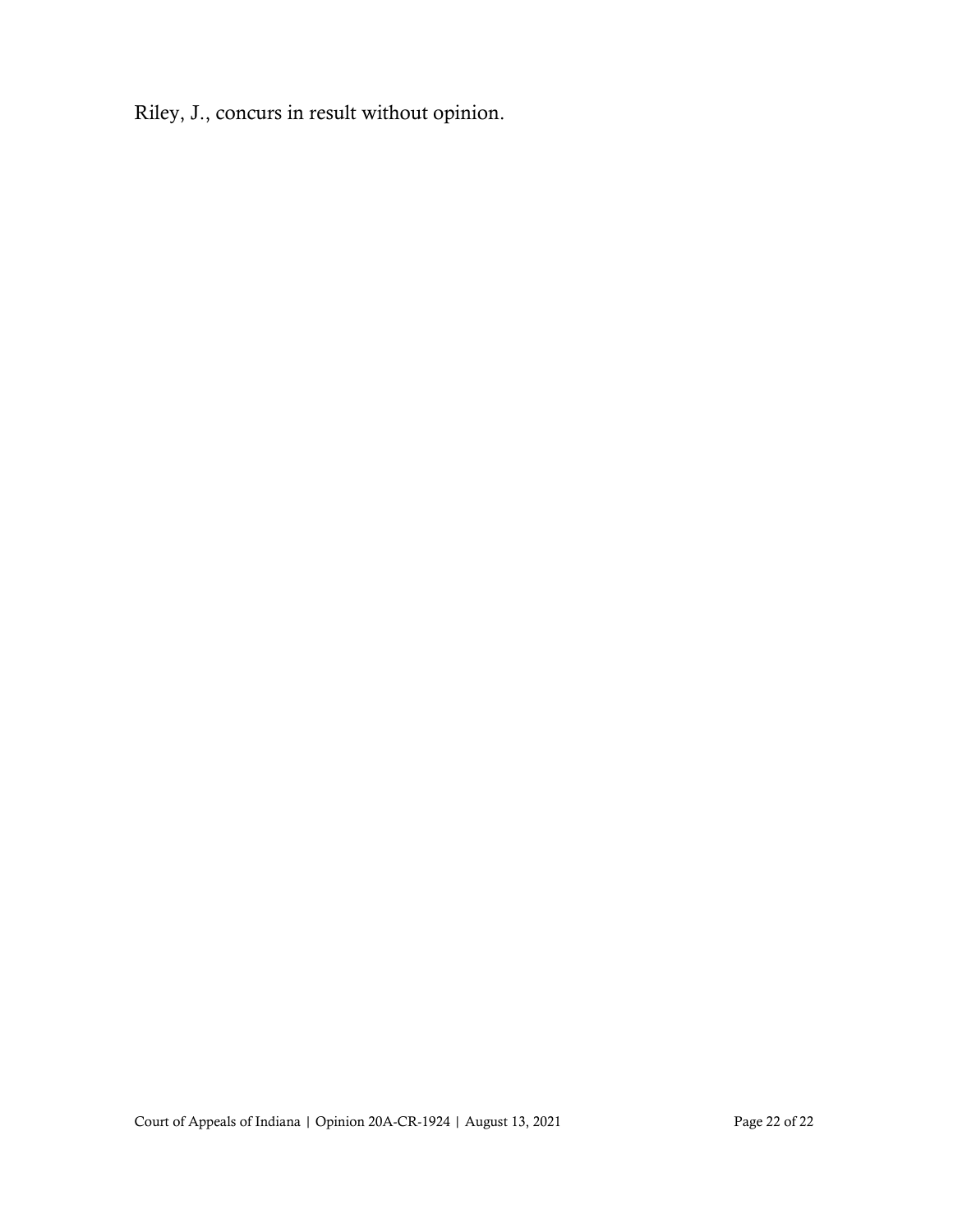Riley, J., concurs in result without opinion.